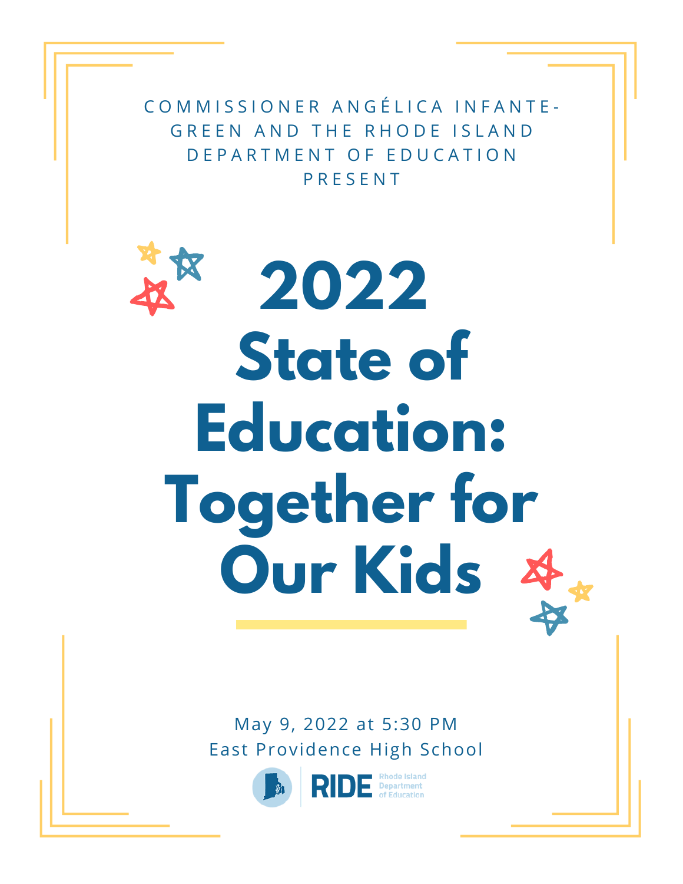COMMISSIONER ANGÉLICA INFANTE-GREEN AND THE RHODE ISLAND DEPARTMENT OF EDUCATION PRESENT

# 2022 State of Education: Together for Our Kids

May 9, 2022 at 5:30 PM
East Providence High School

RIDE Rhode Island Department of Education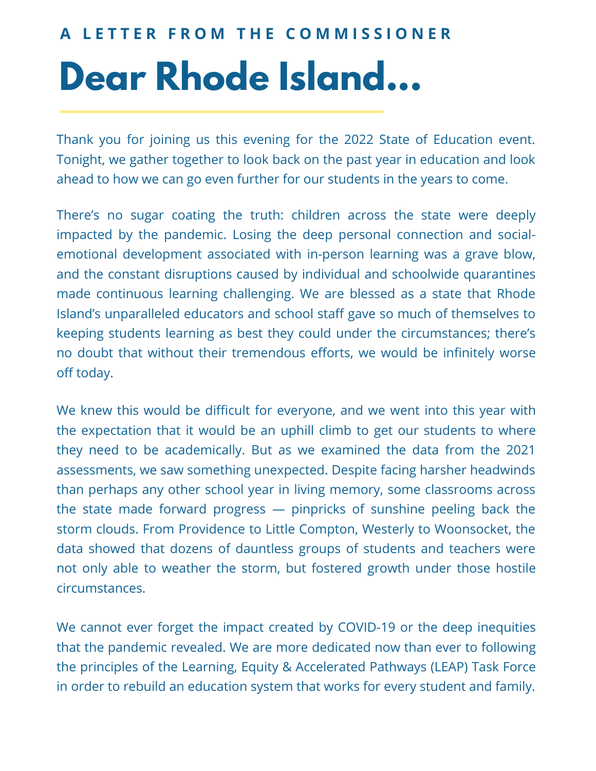### A LETTER FROM THE COMMISSIONER

# Dear Rhode Island...

Thank you for joining us this evening for the 2022 State of Education event. Tonight, we gather together to look back on the past year in education and look ahead to how we can go even further for our students in the years to come.

There's no sugar coating the truth: children across the state were deeply impacted by the pandemic. Losing the deep personal connection and social-emotional development associated with in-person learning was a grave blow, and the constant disruptions caused by individual and schoolwide quarantines made continuous learning challenging. We are blessed as a state that Rhode Island's unparalleled educators and school staff gave so much of themselves to keeping students learning as best they could under the circumstances; there's no doubt that without their tremendous efforts, we would be infinitely worse off today.

We knew this would be difficult for everyone, and we went into this year with the expectation that it would be an uphill climb to get our students to where they need to be academically. But as we examined the data from the 2021 assessments, we saw something unexpected. Despite facing harsher headwinds than perhaps any other school year in living memory, some classrooms across the state made forward progress — pinpricks of sunshine peeling back the storm clouds. From Providence to Little Compton, Westerly to Woonsocket, the data showed that dozens of dauntless groups of students and teachers were not only able to weather the storm, but fostered growth under those hostile circumstances.

We cannot ever forget the impact created by COVID-19 or the deep inequities that the pandemic revealed. We are more dedicated now than ever to following the principles of the Learning, Equity & Accelerated Pathways (LEAP) Task Force in order to rebuild an education system that works for every student and family.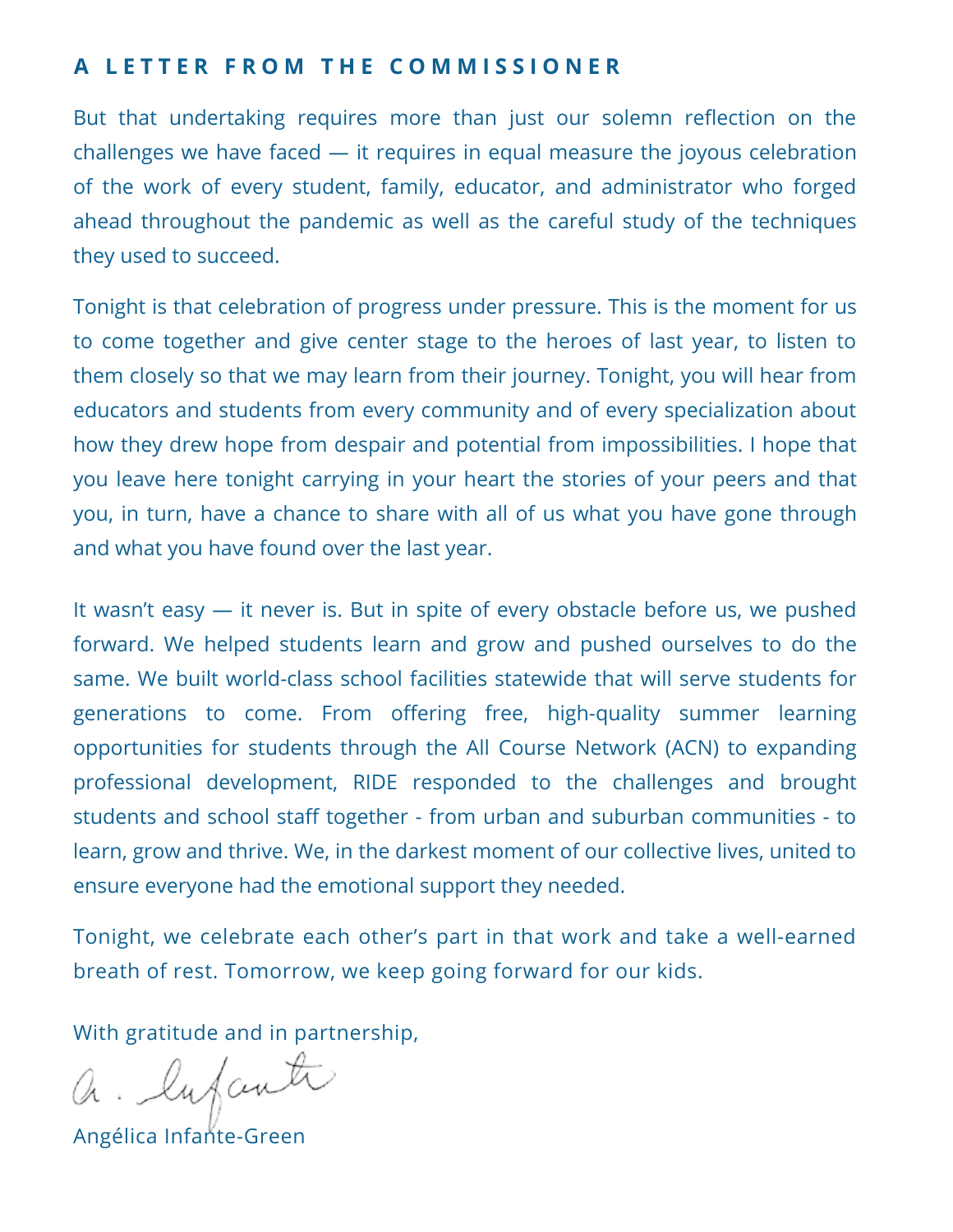## A LETTER FROM THE COMMISSIONER

But that undertaking requires more than just our solemn reflection on the challenges we have faced — it requires in equal measure the joyous celebration of the work of every student, family, educator, and administrator who forged ahead throughout the pandemic as well as the careful study of the techniques they used to succeed.

Tonight is that celebration of progress under pressure. This is the moment for us to come together and give center stage to the heroes of last year, to listen to them closely so that we may learn from their journey. Tonight, you will hear from educators and students from every community and of every specialization about how they drew hope from despair and potential from impossibilities. I hope that you leave here tonight carrying in your heart the stories of your peers and that you, in turn, have a chance to share with all of us what you have gone through and what you have found over the last year.

It wasn't easy — it never is. But in spite of every obstacle before us, we pushed forward. We helped students learn and grow and pushed ourselves to do the same. We built world-class school facilities statewide that will serve students for generations to come. From offering free, high-quality summer learning opportunities for students through the All Course Network (ACN) to expanding professional development, RIDE responded to the challenges and brought students and school staff together - from urban and suburban communities - to learn, grow and thrive. We, in the darkest moment of our collective lives, united to ensure everyone had the emotional support they needed.

Tonight, we celebrate each other's part in that work and take a well-earned breath of rest. Tomorrow, we keep going forward for our kids.

With gratitude and in partnership,

A. Infante

Angélica Infante-Green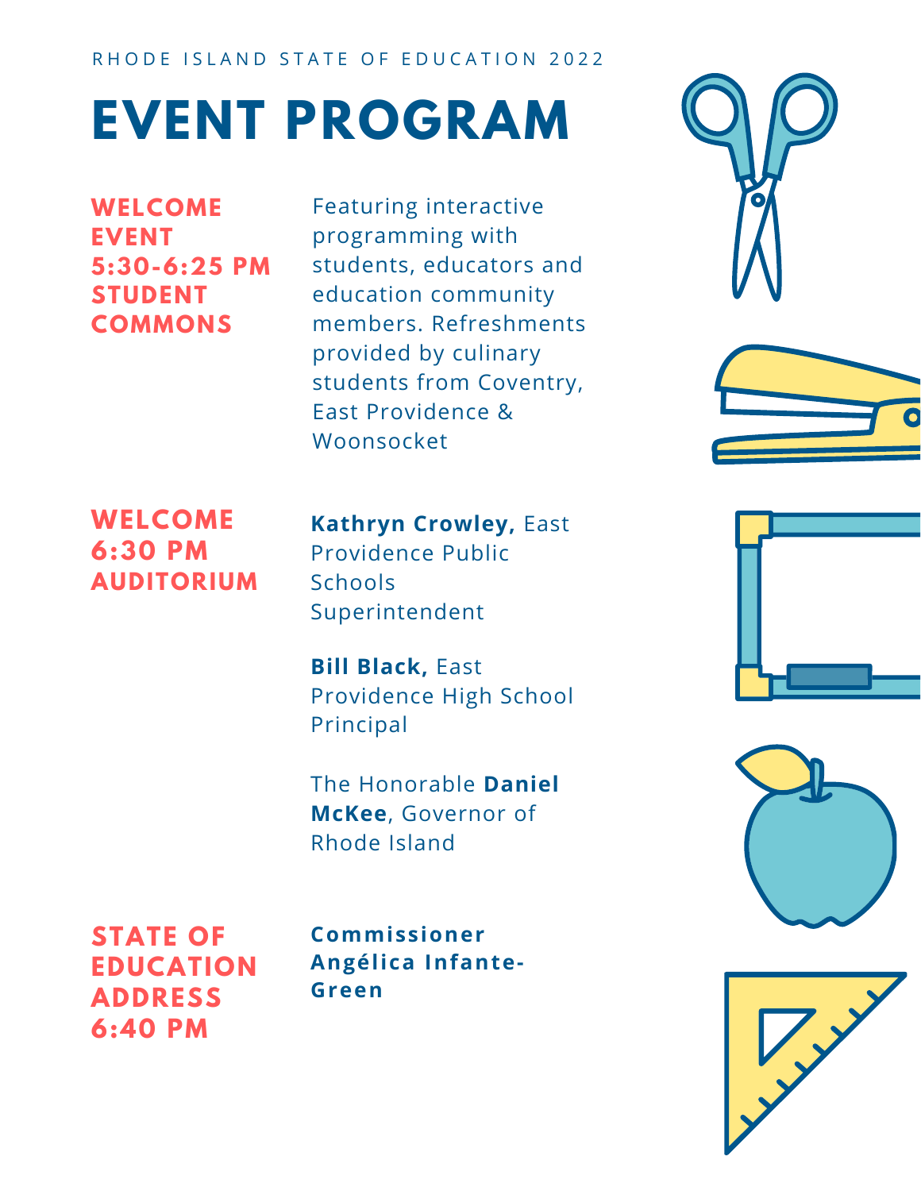RHODE ISLAND STATE OF EDUCATION 2022

# EVENT PROGRAM

**WELCOME EVENT**
**5:30-6:25 PM**
**STUDENT COMMONS**

Featuring interactive programming with students, educators and education community members. Refreshments provided by culinary students from Coventry, East Providence & Woonsocket

**WELCOME**
**6:30 PM**
**AUDITORIUM**

**Kathryn Crowley,** East Providence Public Schools Superintendent

**Bill Black,** East Providence High School Principal

The Honorable **Daniel McKee**, Governor of Rhode Island

**STATE OF EDUCATION ADDRESS**
**6:40 PM**

**Commissioner Angélica Infante-Green**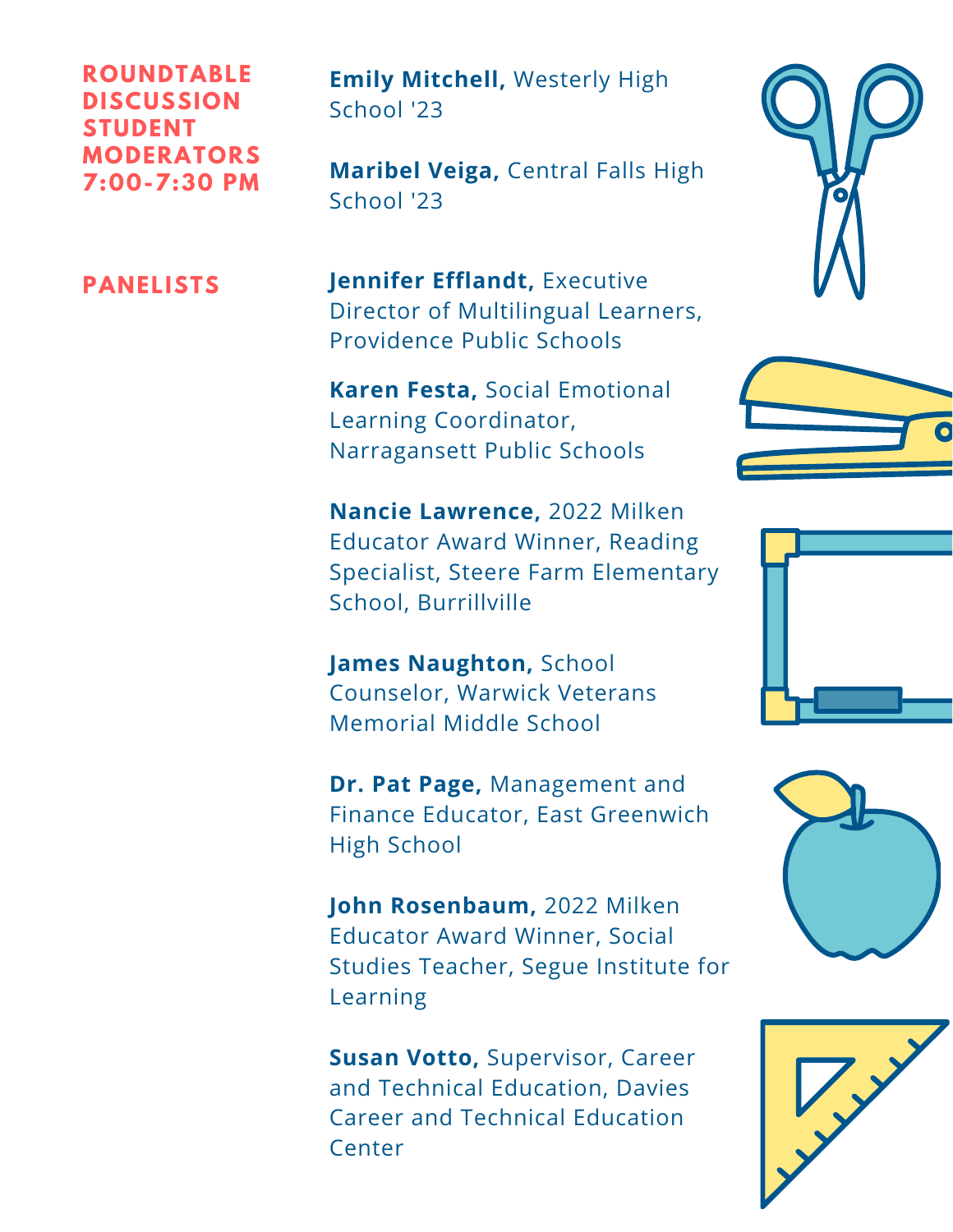## ROUNDTABLE DISCUSSION STUDENT MODERATORS 7:00-7:30 PM

**Emily Mitchell,** Westerly High School '23

**Maribel Veiga,** Central Falls High School '23

## PANELISTS

**Jennifer Efflandt,** Executive Director of Multilingual Learners, Providence Public Schools

**Karen Festa,** Social Emotional Learning Coordinator, Narragansett Public Schools

**Nancie Lawrence,** 2022 Milken Educator Award Winner, Reading Specialist, Steere Farm Elementary School, Burrillville

**James Naughton,** School Counselor, Warwick Veterans Memorial Middle School

**Dr. Pat Page,** Management and Finance Educator, East Greenwich High School

**John Rosenbaum,** 2022 Milken Educator Award Winner, Social Studies Teacher, Segue Institute for Learning

**Susan Votto,** Supervisor, Career and Technical Education, Davies Career and Technical Education Center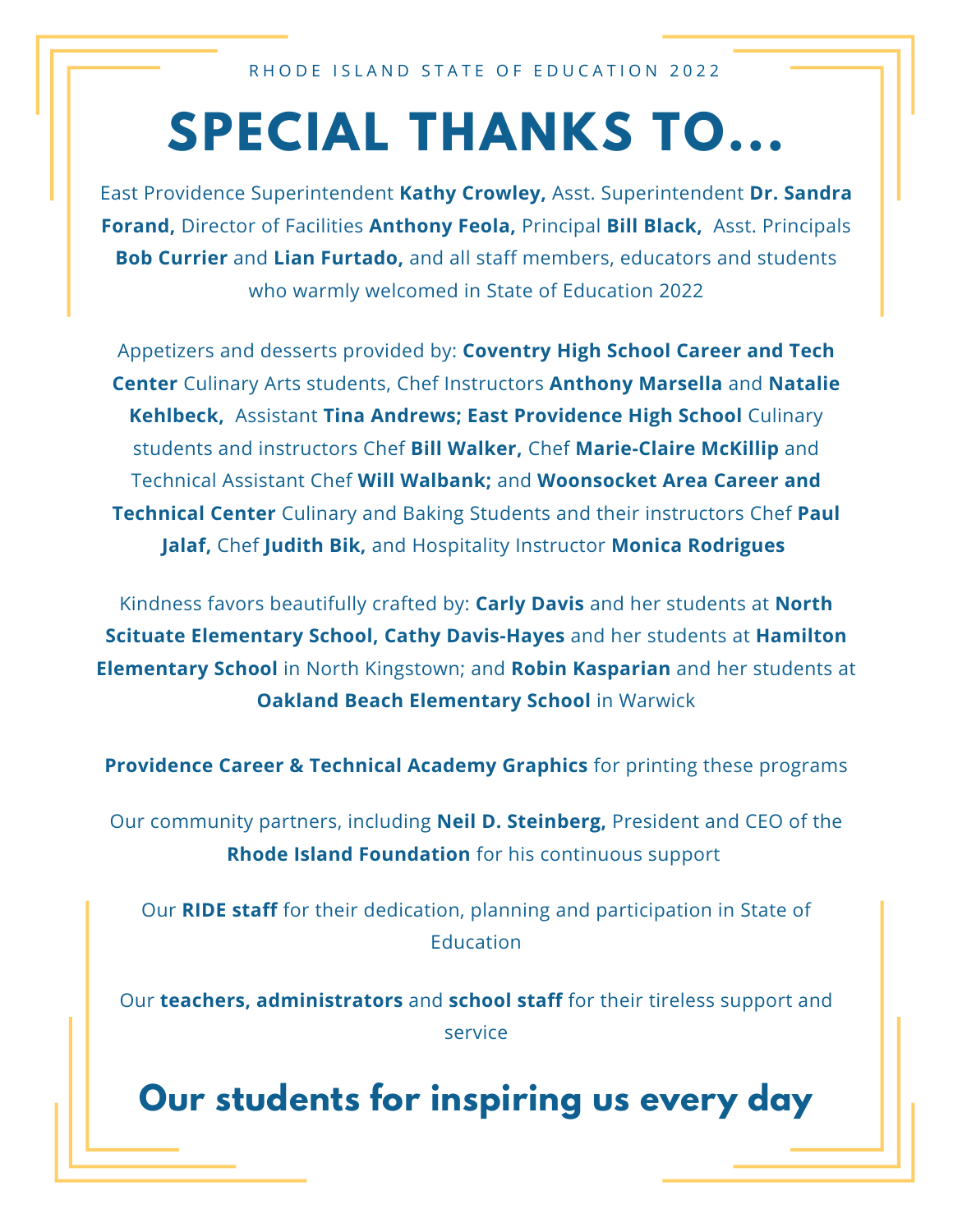RHODE ISLAND STATE OF EDUCATION 2022

# SPECIAL THANKS TO...

East Providence Superintendent **Kathy Crowley,** Asst. Superintendent **Dr. Sandra Forand,** Director of Facilities **Anthony Feola,** Principal **Bill Black,** Asst. Principals **Bob Currier** and **Lian Furtado,** and all staff members, educators and students who warmly welcomed in State of Education 2022

Appetizers and desserts provided by: **Coventry High School Career and Tech Center** Culinary Arts students, Chef Instructors **Anthony Marsella** and **Natalie Kehlbeck,** Assistant **Tina Andrews; East Providence High School** Culinary students and instructors Chef **Bill Walker,** Chef **Marie-Claire McKillip** and Technical Assistant Chef **Will Walbank;** and **Woonsocket Area Career and Technical Center** Culinary and Baking Students and their instructors Chef **Paul Jalaf,** Chef **Judith Bik,** and Hospitality Instructor **Monica Rodrigues**

Kindness favors beautifully crafted by: **Carly Davis** and her students at **North Scituate Elementary School, Cathy Davis-Hayes** and her students at **Hamilton Elementary School** in North Kingstown; and **Robin Kasparian** and her students at **Oakland Beach Elementary School** in Warwick

**Providence Career & Technical Academy Graphics** for printing these programs

Our community partners, including **Neil D. Steinberg,** President and CEO of the **Rhode Island Foundation** for his continuous support

Our **RIDE staff** for their dedication, planning and participation in State of Education

Our **teachers, administrators** and **school staff** for their tireless support and service

## Our students for inspiring us every day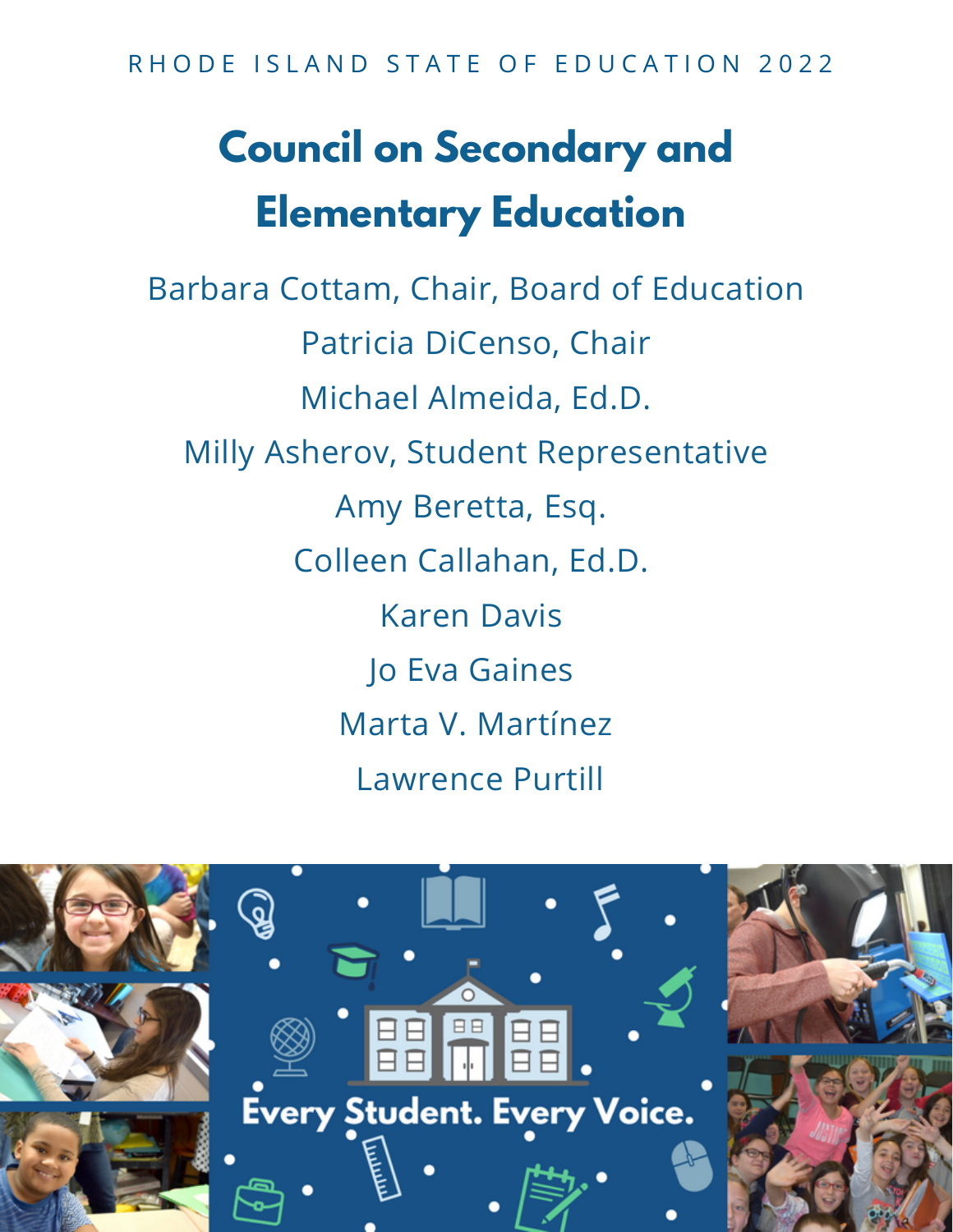RHODE ISLAND STATE OF EDUCATION 2022

# Council on Secondary and Elementary Education

Barbara Cottam, Chair, Board of Education

Patricia DiCenso, Chair

Michael Almeida, Ed.D.

Milly Asherov, Student Representative

Amy Beretta, Esq.

Colleen Callahan, Ed.D.

Karen Davis

Jo Eva Gaines

Marta V. Martínez

Lawrence Purtill

Every Student. Every Voice.